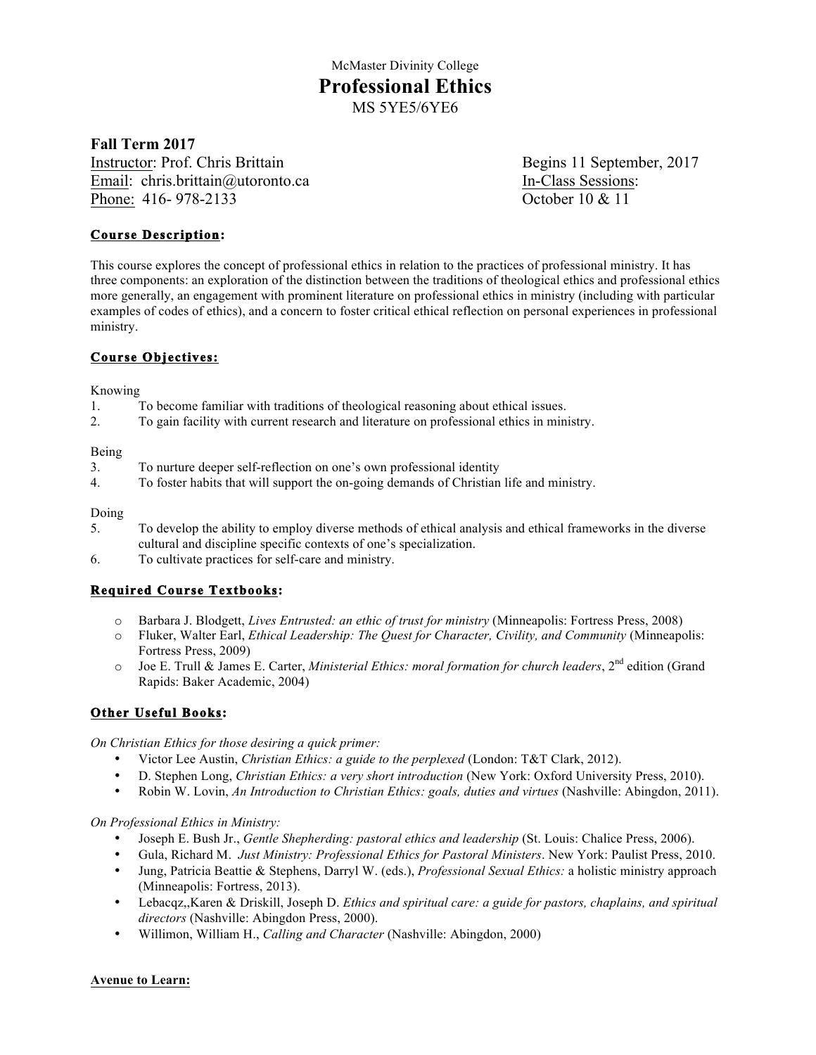McMaster Divinity College

# Professional Ethics

MS 5YE5/6YE6

**Fall Term 2017**

Instructor: Prof. Chris Brittain
Email: chris.brittain@utoronto.ca
Phone: 416- 978-2133

Begins 11 September, 2017
In-Class Sessions:
October 10 & 11

## Course Description:

This course explores the concept of professional ethics in relation to the practices of professional ministry. It has three components: an exploration of the distinction between the traditions of theological ethics and professional ethics more generally, an engagement with prominent literature on professional ethics in ministry (including with particular examples of codes of ethics), and a concern to foster critical ethical reflection on personal experiences in professional ministry.

## Course Objectives:

Knowing

1. To become familiar with traditions of theological reasoning about ethical issues.
2. To gain facility with current research and literature on professional ethics in ministry.

Being

3. To nurture deeper self-reflection on one's own professional identity
4. To foster habits that will support the on-going demands of Christian life and ministry.

Doing

5. To develop the ability to employ diverse methods of ethical analysis and ethical frameworks in the diverse cultural and discipline specific contexts of one's specialization.
6. To cultivate practices for self-care and ministry.

## Required Course Textbooks:

- Barbara J. Blodgett, *Lives Entrusted: an ethic of trust for ministry* (Minneapolis: Fortress Press, 2008)
- Fluker, Walter Earl, *Ethical Leadership: The Quest for Character, Civility, and Community* (Minneapolis: Fortress Press, 2009)
- Joe E. Trull & James E. Carter, *Ministerial Ethics: moral formation for church leaders*, 2nd edition (Grand Rapids: Baker Academic, 2004)

## Other Useful Books:

*On Christian Ethics for those desiring a quick primer:*

- Victor Lee Austin, *Christian Ethics: a guide to the perplexed* (London: T&T Clark, 2012).
- D. Stephen Long, *Christian Ethics: a very short introduction* (New York: Oxford University Press, 2010).
- Robin W. Lovin, *An Introduction to Christian Ethics: goals, duties and virtues* (Nashville: Abingdon, 2011).

*On Professional Ethics in Ministry:*

- Joseph E. Bush Jr., *Gentle Shepherding: pastoral ethics and leadership* (St. Louis: Chalice Press, 2006).
- Gula, Richard M. *Just Ministry: Professional Ethics for Pastoral Ministers*. New York: Paulist Press, 2010.
- Jung, Patricia Beattie & Stephens, Darryl W. (eds.), *Professional Sexual Ethics:* a holistic ministry approach (Minneapolis: Fortress, 2013).
- Lebacqz,,Karen & Driskill, Joseph D. *Ethics and spiritual care: a guide for pastors, chaplains, and spiritual directors* (Nashville: Abingdon Press, 2000).
- Willimon, William H., *Calling and Character* (Nashville: Abingdon, 2000)

**Avenue to Learn:**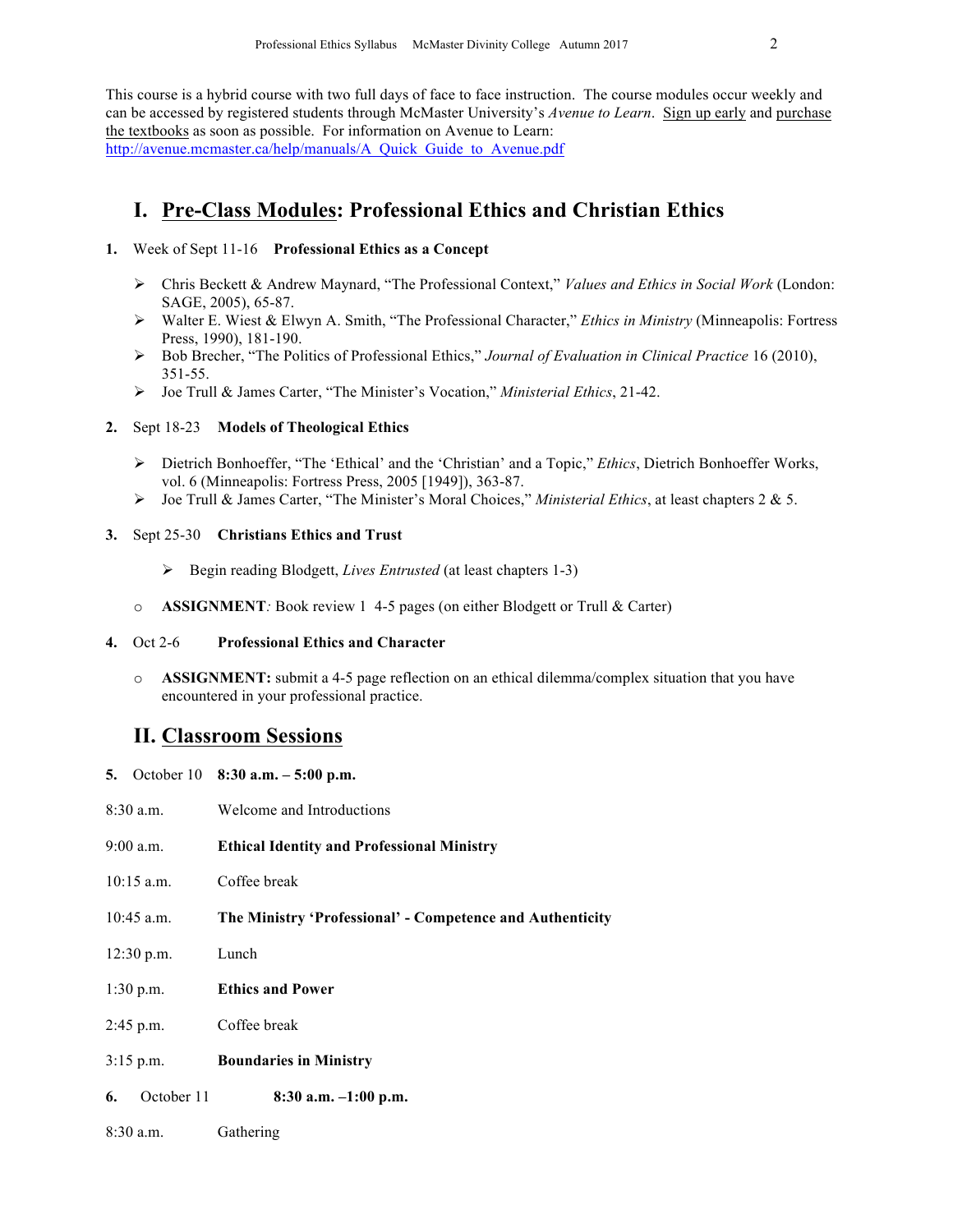This course is a hybrid course with two full days of face to face instruction. The course modules occur weekly and can be accessed by registered students through McMaster University's *Avenue to Learn*. Sign up early and purchase the textbooks as soon as possible. For information on Avenue to Learn: http://avenue.mcmaster.ca/help/manuals/A_Quick_Guide_to_Avenue.pdf

## I. Pre-Class Modules: Professional Ethics and Christian Ethics

**1.** Week of Sept 11-16 **Professional Ethics as a Concept**

- Chris Beckett & Andrew Maynard, "The Professional Context," *Values and Ethics in Social Work* (London: SAGE, 2005), 65-87.
- Walter E. Wiest & Elwyn A. Smith, "The Professional Character," *Ethics in Ministry* (Minneapolis: Fortress Press, 1990), 181-190.
- Bob Brecher, "The Politics of Professional Ethics," *Journal of Evaluation in Clinical Practice* 16 (2010), 351-55.
- Joe Trull & James Carter, "The Minister's Vocation," *Ministerial Ethics*, 21-42.

**2.** Sept 18-23 **Models of Theological Ethics**

- Dietrich Bonhoeffer, "The 'Ethical' and the 'Christian' and a Topic," *Ethics*, Dietrich Bonhoeffer Works, vol. 6 (Minneapolis: Fortress Press, 2005 [1949]), 363-87.
- Joe Trull & James Carter, "The Minister's Moral Choices," *Ministerial Ethics*, at least chapters 2 & 5.

**3.** Sept 25-30 **Christians Ethics and Trust**

- Begin reading Blodgett, *Lives Entrusted* (at least chapters 1-3)

- **ASSIGNMENT***:* Book review 1 4-5 pages (on either Blodgett or Trull & Carter)

**4.** Oct 2-6 **Professional Ethics and Character**

- **ASSIGNMENT:** submit a 4-5 page reflection on an ethical dilemma/complex situation that you have encountered in your professional practice.

## II. Classroom Sessions

**5.** October 10 **8:30 a.m. – 5:00 p.m.**

8:30 a.m. Welcome and Introductions

9:00 a.m. **Ethical Identity and Professional Ministry**

10:15 a.m. Coffee break

10:45 a.m. **The Ministry 'Professional' - Competence and Authenticity**

12:30 p.m. Lunch

1:30 p.m. **Ethics and Power**

2:45 p.m. Coffee break

3:15 p.m. **Boundaries in Ministry**

**6.** October 11 **8:30 a.m. –1:00 p.m.**

8:30 a.m. Gathering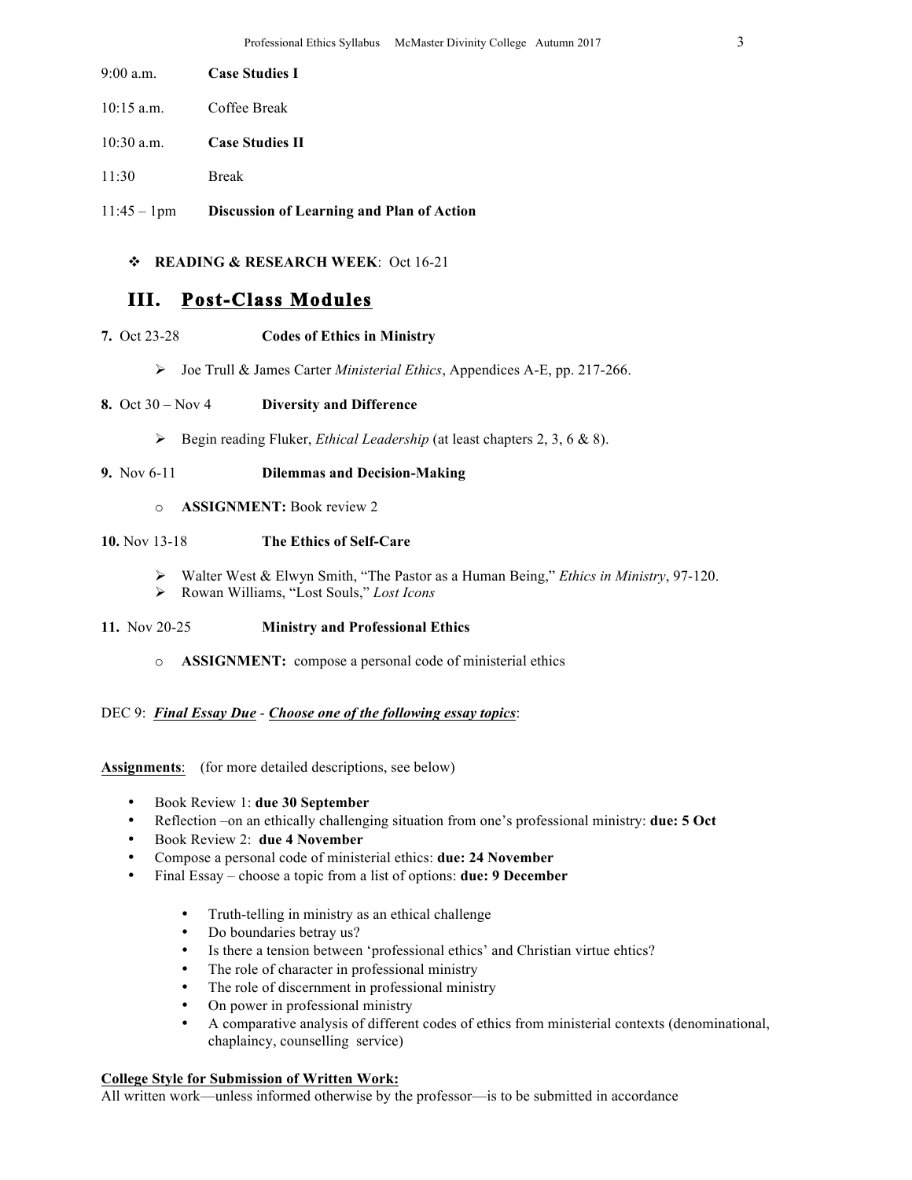9:00 a.m. **Case Studies I**

10:15 a.m. Coffee Break

10:30 a.m. **Case Studies II**

11:30 Break

11:45 – 1pm **Discussion of Learning and Plan of Action**

- **READING & RESEARCH WEEK**: Oct 16-21

## III. Post-Class Modules

**7.** Oct 23-28 **Codes of Ethics in Ministry**

- Joe Trull & James Carter *Ministerial Ethics*, Appendices A-E, pp. 217-266.

**8.** Oct 30 – Nov 4 **Diversity and Difference**

- Begin reading Fluker, *Ethical Leadership* (at least chapters 2, 3, 6 & 8).

**9.** Nov 6-11 **Dilemmas and Decision-Making**

- **ASSIGNMENT:** Book review 2

**10.** Nov 13-18 **The Ethics of Self-Care**

- Walter West & Elwyn Smith, "The Pastor as a Human Being," *Ethics in Ministry*, 97-120.
- Rowan Williams, "Lost Souls," *Lost Icons*

**11.** Nov 20-25 **Ministry and Professional Ethics**

- **ASSIGNMENT:** compose a personal code of ministerial ethics

DEC 9: ***Final Essay Due*** - ***Choose one of the following essay topics***:

**Assignments**: (for more detailed descriptions, see below)

- Book Review 1: **due 30 September**
- Reflection –on an ethically challenging situation from one's professional ministry: **due: 5 Oct**
- Book Review 2: **due 4 November**
- Compose a personal code of ministerial ethics: **due: 24 November**
- Final Essay – choose a topic from a list of options: **due: 9 December**

  - Truth-telling in ministry as an ethical challenge
  - Do boundaries betray us?
  - Is there a tension between 'professional ethics' and Christian virtue ehtics?
  - The role of character in professional ministry
  - The role of discernment in professional ministry
  - On power in professional ministry
  - A comparative analysis of different codes of ethics from ministerial contexts (denominational, chaplaincy, counselling service)

**College Style for Submission of Written Work:**
All written work—unless informed otherwise by the professor—is to be submitted in accordance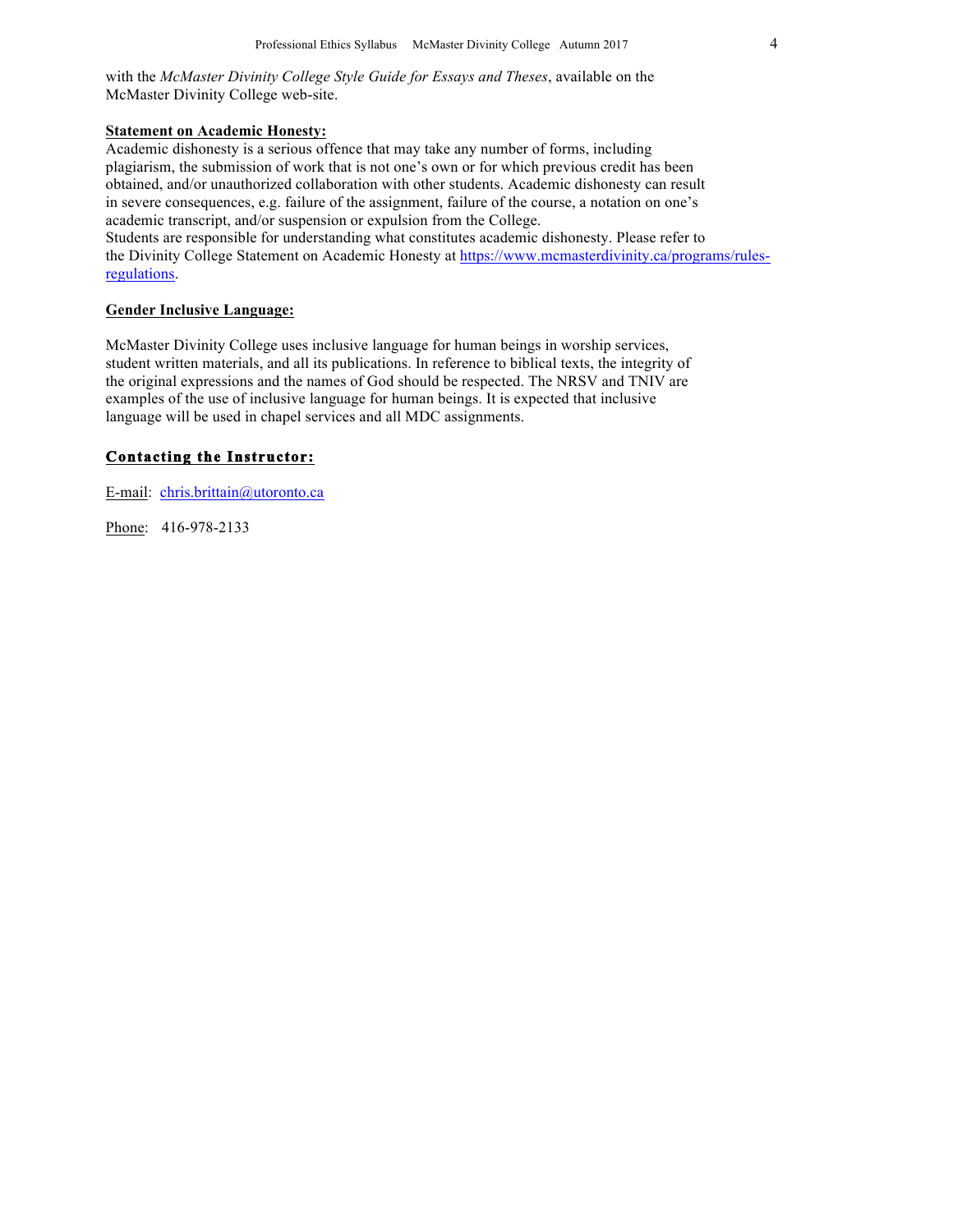with the *McMaster Divinity College Style Guide for Essays and Theses*, available on the McMaster Divinity College web-site.

**Statement on Academic Honesty:**

Academic dishonesty is a serious offence that may take any number of forms, including plagiarism, the submission of work that is not one's own or for which previous credit has been obtained, and/or unauthorized collaboration with other students. Academic dishonesty can result in severe consequences, e.g. failure of the assignment, failure of the course, a notation on one's academic transcript, and/or suspension or expulsion from the College.
Students are responsible for understanding what constitutes academic dishonesty. Please refer to the Divinity College Statement on Academic Honesty at https://www.mcmasterdivinity.ca/programs/rules-regulations.

**Gender Inclusive Language:**

McMaster Divinity College uses inclusive language for human beings in worship services, student written materials, and all its publications. In reference to biblical texts, the integrity of the original expressions and the names of God should be respected. The NRSV and TNIV are examples of the use of inclusive language for human beings. It is expected that inclusive language will be used in chapel services and all MDC assignments.

**Contacting the Instructor:**

E-mail: chris.brittain@utoronto.ca

Phone: 416-978-2133